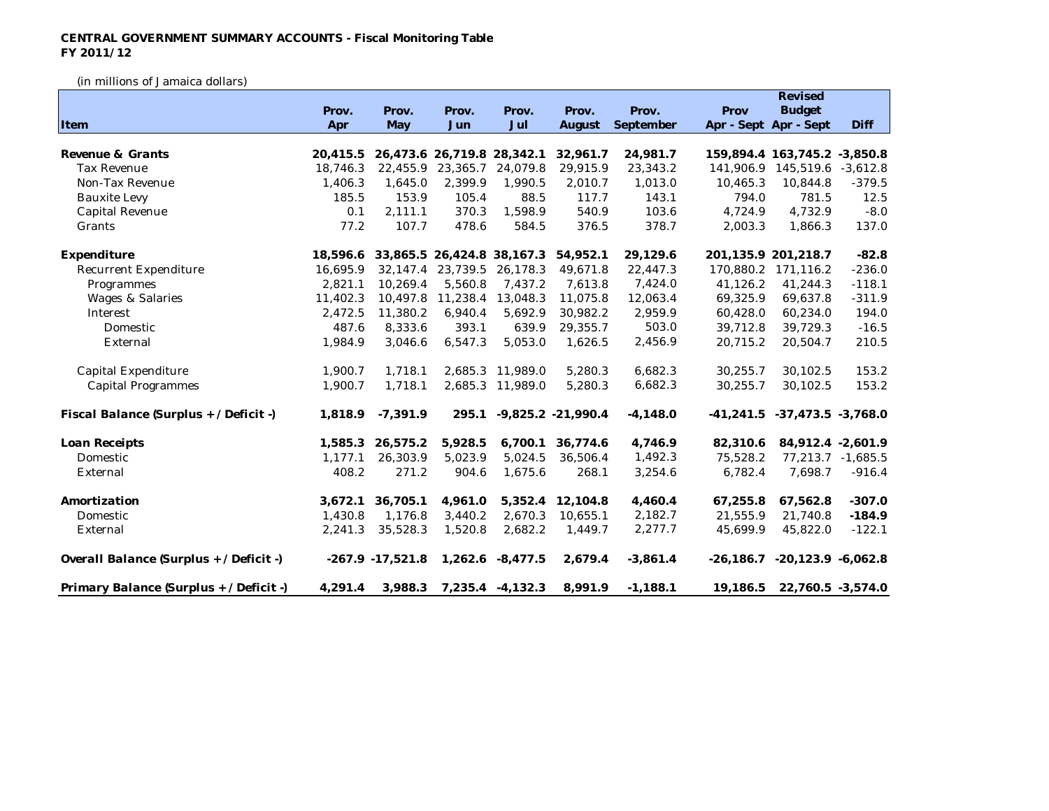**CENTRAL GOVERNMENT SUMMARY ACCOUNTS - Fiscal Monitoring Table**
**FY 2011/12**

(in millions of Jamaica dollars)

| Item | Prov. Apr | Prov. May | Prov. Jun | Prov. Jul | Prov. August | Prov. September | Prov Apr - Sept | Revised Budget Apr - Sept | Diff |
|---|---|---|---|---|---|---|---|---|---|
| **Revenue & Grants** | **20,415.5** | **26,473.6** | **26,719.8** | **28,342.1** | **32,961.7** | **24,981.7** | **159,894.4** | **163,745.2** | **-3,850.8** |
| Tax Revenue | 18,746.3 | 22,455.9 | 23,365.7 | 24,079.8 | 29,915.9 | 23,343.2 | 141,906.9 | 145,519.6 | -3,612.8 |
| Non-Tax Revenue | 1,406.3 | 1,645.0 | 2,399.9 | 1,990.5 | 2,010.7 | 1,013.0 | 10,465.3 | 10,844.8 | -379.5 |
| Bauxite Levy | 185.5 | 153.9 | 105.4 | 88.5 | 117.7 | 143.1 | 794.0 | 781.5 | 12.5 |
| Capital Revenue | 0.1 | 2,111.1 | 370.3 | 1,598.9 | 540.9 | 103.6 | 4,724.9 | 4,732.9 | -8.0 |
| Grants | 77.2 | 107.7 | 478.6 | 584.5 | 376.5 | 378.7 | 2,003.3 | 1,866.3 | 137.0 |
| **Expenditure** | **18,596.6** | **33,865.5** | **26,424.8** | **38,167.3** | **54,952.1** | **29,129.6** | **201,135.9** | **201,218.7** | **-82.8** |
| Recurrent Expenditure | 16,695.9 | 32,147.4 | 23,739.5 | 26,178.3 | 49,671.8 | 22,447.3 | 170,880.2 | 171,116.2 | -236.0 |
| Programmes | 2,821.1 | 10,269.4 | 5,560.8 | 7,437.2 | 7,613.8 | 7,424.0 | 41,126.2 | 41,244.3 | -118.1 |
| Wages & Salaries | 11,402.3 | 10,497.8 | 11,238.4 | 13,048.3 | 11,075.8 | 12,063.4 | 69,325.9 | 69,637.8 | -311.9 |
| Interest | 2,472.5 | 11,380.2 | 6,940.4 | 5,692.9 | 30,982.2 | 2,959.9 | 60,428.0 | 60,234.0 | 194.0 |
| Domestic | 487.6 | 8,333.6 | 393.1 | 639.9 | 29,355.7 | 503.0 | 39,712.8 | 39,729.3 | -16.5 |
| External | 1,984.9 | 3,046.6 | 6,547.3 | 5,053.0 | 1,626.5 | 2,456.9 | 20,715.2 | 20,504.7 | 210.5 |
| Capital Expenditure | 1,900.7 | 1,718.1 | 2,685.3 | 11,989.0 | 5,280.3 | 6,682.3 | 30,255.7 | 30,102.5 | 153.2 |
| Capital Programmes | 1,900.7 | 1,718.1 | 2,685.3 | 11,989.0 | 5,280.3 | 6,682.3 | 30,255.7 | 30,102.5 | 153.2 |
| **Fiscal Balance (Surplus + / Deficit -)** | **1,818.9** | **-7,391.9** | **295.1** | **-9,825.2** | **-21,990.4** | **-4,148.0** | **-41,241.5** | **-37,473.5** | **-3,768.0** |
| **Loan Receipts** | **1,585.3** | **26,575.2** | **5,928.5** | **6,700.1** | **36,774.6** | **4,746.9** | **82,310.6** | **84,912.4** | **-2,601.9** |
| Domestic | 1,177.1 | 26,303.9 | 5,023.9 | 5,024.5 | 36,506.4 | 1,492.3 | 75,528.2 | 77,213.7 | -1,685.5 |
| External | 408.2 | 271.2 | 904.6 | 1,675.6 | 268.1 | 3,254.6 | 6,782.4 | 7,698.7 | -916.4 |
| **Amortization** | **3,672.1** | **36,705.1** | **4,961.0** | **5,352.4** | **12,104.8** | **4,460.4** | **67,255.8** | **67,562.8** | **-307.0** |
| Domestic | 1,430.8 | 1,176.8 | 3,440.2 | 2,670.3 | 10,655.1 | 2,182.7 | 21,555.9 | 21,740.8 | **-184.9** |
| External | 2,241.3 | 35,528.3 | 1,520.8 | 2,682.2 | 1,449.7 | 2,277.7 | 45,699.9 | 45,822.0 | -122.1 |
| **Overall Balance (Surplus + / Deficit -)** | **-267.9** | **-17,521.8** | **1,262.6** | **-8,477.5** | **2,679.4** | **-3,861.4** | **-26,186.7** | **-20,123.9** | **-6,062.8** |
| **Primary Balance (Surplus + / Deficit -)** | **4,291.4** | **3,988.3** | **7,235.4** | **-4,132.3** | **8,991.9** | **-1,188.1** | **19,186.5** | **22,760.5** | **-3,574.0** |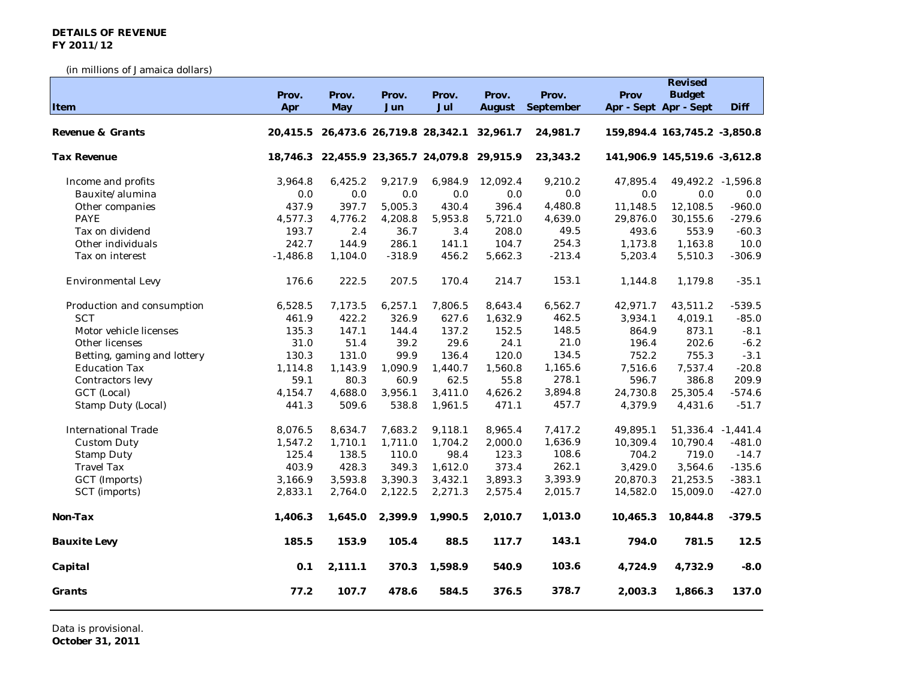**DETAILS OF REVENUE**
**FY 2011/12**

(in millions of Jamaica dollars)

| Item | Prov. Apr | Prov. May | Prov. Jun | Prov. Jul | Prov. August | Prov. September | Prov Apr - Sept | Revised Budget Apr - Sept | Diff |
|---|---|---|---|---|---|---|---|---|---|
| **Revenue & Grants** | **20,415.5** | **26,473.6** | **26,719.8** | **28,342.1** | **32,961.7** | **24,981.7** | **159,894.4** | **163,745.2** | **-3,850.8** |
| **Tax Revenue** | **18,746.3** | **22,455.9** | **23,365.7** | **24,079.8** | **29,915.9** | **23,343.2** | **141,906.9** | **145,519.6** | **-3,612.8** |
| Income and profits | 3,964.8 | 6,425.2 | 9,217.9 | 6,984.9 | 12,092.4 | 9,210.2 | 47,895.4 | 49,492.2 | -1,596.8 |
| Bauxite/alumina | 0.0 | 0.0 | 0.0 | 0.0 | 0.0 | 0.0 | 0.0 | 0.0 | 0.0 |
| Other companies | 437.9 | 397.7 | 5,005.3 | 430.4 | 396.4 | 4,480.8 | 11,148.5 | 12,108.5 | -960.0 |
| PAYE | 4,577.3 | 4,776.2 | 4,208.8 | 5,953.8 | 5,721.0 | 4,639.0 | 29,876.0 | 30,155.6 | -279.6 |
| Tax on dividend | 193.7 | 2.4 | 36.7 | 3.4 | 208.0 | 49.5 | 493.6 | 553.9 | -60.3 |
| Other individuals | 242.7 | 144.9 | 286.1 | 141.1 | 104.7 | 254.3 | 1,173.8 | 1,163.8 | 10.0 |
| Tax on interest | -1,486.8 | 1,104.0 | -318.9 | 456.2 | 5,662.3 | -213.4 | 5,203.4 | 5,510.3 | -306.9 |
| Environmental Levy | 176.6 | 222.5 | 207.5 | 170.4 | 214.7 | 153.1 | 1,144.8 | 1,179.8 | -35.1 |
| Production and consumption | 6,528.5 | 7,173.5 | 6,257.1 | 7,806.5 | 8,643.4 | 6,562.7 | 42,971.7 | 43,511.2 | -539.5 |
| SCT | 461.9 | 422.2 | 326.9 | 627.6 | 1,632.9 | 462.5 | 3,934.1 | 4,019.1 | -85.0 |
| Motor vehicle licenses | 135.3 | 147.1 | 144.4 | 137.2 | 152.5 | 148.5 | 864.9 | 873.1 | -8.1 |
| Other licenses | 31.0 | 51.4 | 39.2 | 29.6 | 24.1 | 21.0 | 196.4 | 202.6 | -6.2 |
| Betting, gaming and lottery | 130.3 | 131.0 | 99.9 | 136.4 | 120.0 | 134.5 | 752.2 | 755.3 | -3.1 |
| Education Tax | 1,114.8 | 1,143.9 | 1,090.9 | 1,440.7 | 1,560.8 | 1,165.6 | 7,516.6 | 7,537.4 | -20.8 |
| Contractors levy | 59.1 | 80.3 | 60.9 | 62.5 | 55.8 | 278.1 | 596.7 | 386.8 | 209.9 |
| GCT (Local) | 4,154.7 | 4,688.0 | 3,956.1 | 3,411.0 | 4,626.2 | 3,894.8 | 24,730.8 | 25,305.4 | -574.6 |
| Stamp Duty (Local) | 441.3 | 509.6 | 538.8 | 1,961.5 | 471.1 | 457.7 | 4,379.9 | 4,431.6 | -51.7 |
| International Trade | 8,076.5 | 8,634.7 | 7,683.2 | 9,118.1 | 8,965.4 | 7,417.2 | 49,895.1 | 51,336.4 | -1,441.4 |
| Custom Duty | 1,547.2 | 1,710.1 | 1,711.0 | 1,704.2 | 2,000.0 | 1,636.9 | 10,309.4 | 10,790.4 | -481.0 |
| Stamp Duty | 125.4 | 138.5 | 110.0 | 98.4 | 123.3 | 108.6 | 704.2 | 719.0 | -14.7 |
| Travel Tax | 403.9 | 428.3 | 349.3 | 1,612.0 | 373.4 | 262.1 | 3,429.0 | 3,564.6 | -135.6 |
| GCT (Imports) | 3,166.9 | 3,593.8 | 3,390.3 | 3,432.1 | 3,893.3 | 3,393.9 | 20,870.3 | 21,253.5 | -383.1 |
| SCT (imports) | 2,833.1 | 2,764.0 | 2,122.5 | 2,271.3 | 2,575.4 | 2,015.7 | 14,582.0 | 15,009.0 | -427.0 |
| **Non-Tax** | **1,406.3** | **1,645.0** | **2,399.9** | **1,990.5** | **2,010.7** | **1,013.0** | **10,465.3** | **10,844.8** | **-379.5** |
| **Bauxite Levy** | **185.5** | **153.9** | **105.4** | **88.5** | **117.7** | **143.1** | **794.0** | **781.5** | **12.5** |
| **Capital** | **0.1** | **2,111.1** | **370.3** | **1,598.9** | **540.9** | **103.6** | **4,724.9** | **4,732.9** | **-8.0** |
| **Grants** | **77.2** | **107.7** | **478.6** | **584.5** | **376.5** | **378.7** | **2,003.3** | **1,866.3** | **137.0** |

Data is provisional.
**October 31, 2011**